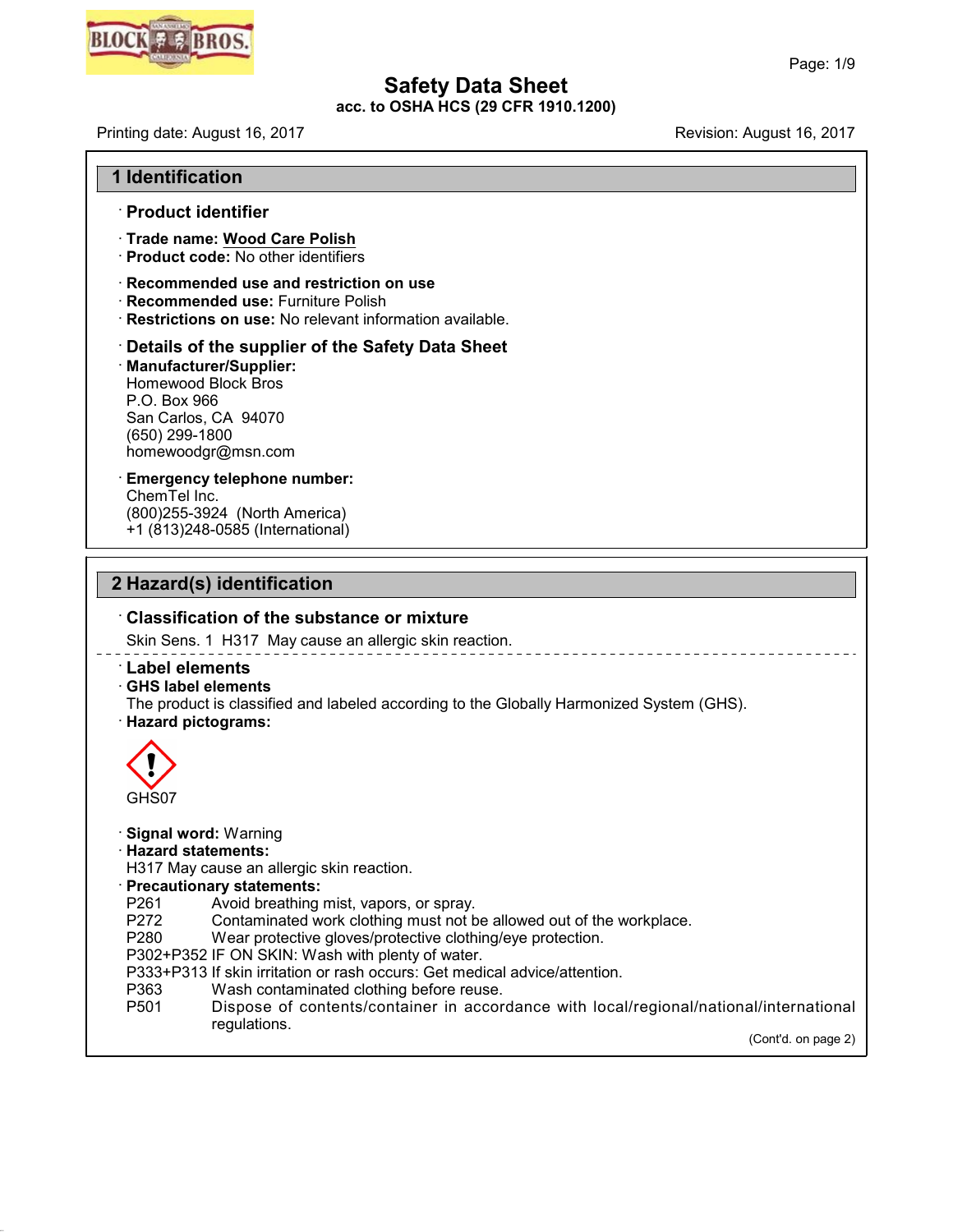# Safety Data Sheet

**acc. to OSHA HCS (29 CFR 1910.1200)**

Printing date: August 16, 2017 | Revision: August 16, 2017

## 1 Identification

· **Product identifier**

· **Trade name: Wood Care Polish**

· **Product code:** No other identifiers

· **Recommended use and restriction on use**

· **Recommended use:** Furniture Polish

· **Restrictions on use:** No relevant information available.

· **Details of the supplier of the Safety Data Sheet**

· **Manufacturer/Supplier:**

Homewood Block Bros
P.O. Box 966
San Carlos, CA 94070
(650) 299-1800
homewoodgr@msn.com

· **Emergency telephone number:**

ChemTel Inc.
(800)255-3924 (North America)
+1 (813)248-0585 (International)

## 2 Hazard(s) identification

· **Classification of the substance or mixture**

Skin Sens. 1 H317 May cause an allergic skin reaction.

· **Label elements**

· **GHS label elements**

The product is classified and labeled according to the Globally Harmonized System (GHS).

· **Hazard pictograms:**

GHS07

· **Signal word:** Warning

· **Hazard statements:**

H317 May cause an allergic skin reaction.

· **Precautionary statements:**

P261 Avoid breathing mist, vapors, or spray.
P272 Contaminated work clothing must not be allowed out of the workplace.
P280 Wear protective gloves/protective clothing/eye protection.
P302+P352 IF ON SKIN: Wash with plenty of water.
P333+P313 If skin irritation or rash occurs: Get medical advice/attention.
P363 Wash contaminated clothing before reuse.
P501 Dispose of contents/container in accordance with local/regional/national/international regulations.

(Cont'd. on page 2)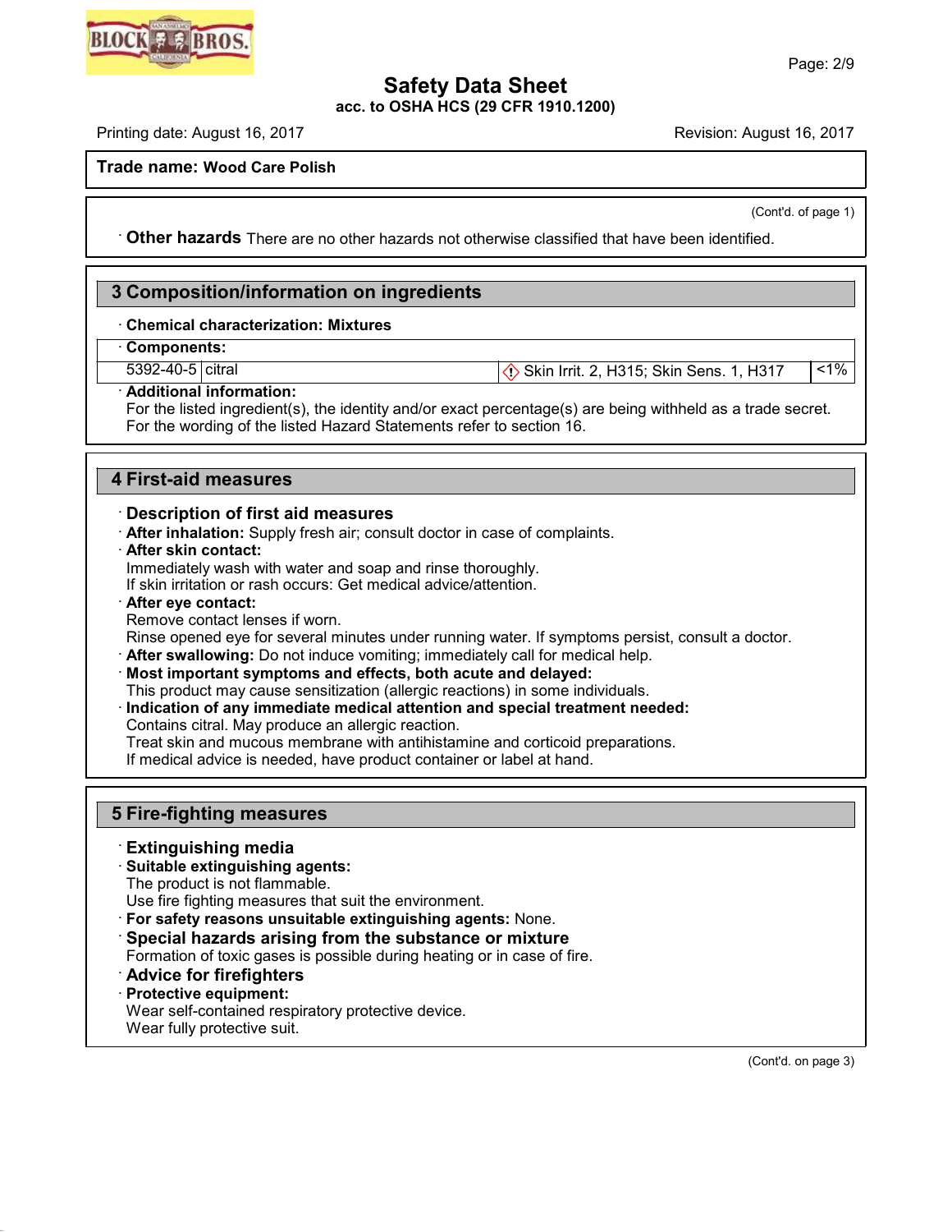**Trade name: Wood Care Polish**

(Cont'd. of page 1)

· **Other hazards** There are no other hazards not otherwise classified that have been identified.

## 3 Composition/information on ingredients

· **Chemical characterization: Mixtures**

· **Components:**

| | | | |
|---|---|---|---|
| 5392-40-5 | citral | Skin Irrit. 2, H315; Skin Sens. 1, H317 | <1% |

· **Additional information:**
For the listed ingredient(s), the identity and/or exact percentage(s) are being withheld as a trade secret.
For the wording of the listed Hazard Statements refer to section 16.

## 4 First-aid measures

· **Description of first aid measures**

· **After inhalation:** Supply fresh air; consult doctor in case of complaints.

· **After skin contact:**
Immediately wash with water and soap and rinse thoroughly.
If skin irritation or rash occurs: Get medical advice/attention.

· **After eye contact:**
Remove contact lenses if worn.
Rinse opened eye for several minutes under running water. If symptoms persist, consult a doctor.

· **After swallowing:** Do not induce vomiting; immediately call for medical help.

· **Most important symptoms and effects, both acute and delayed:**
This product may cause sensitization (allergic reactions) in some individuals.

· **Indication of any immediate medical attention and special treatment needed:**
Contains citral. May produce an allergic reaction.
Treat skin and mucous membrane with antihistamine and corticoid preparations.
If medical advice is needed, have product container or label at hand.

## 5 Fire-fighting measures

· **Extinguishing media**

· **Suitable extinguishing agents:**
The product is not flammable.
Use fire fighting measures that suit the environment.

· **For safety reasons unsuitable extinguishing agents:** None.

· **Special hazards arising from the substance or mixture**
Formation of toxic gases is possible during heating or in case of fire.

· **Advice for firefighters**

· **Protective equipment:**
Wear self-contained respiratory protective device.
Wear fully protective suit.

(Cont'd. on page 3)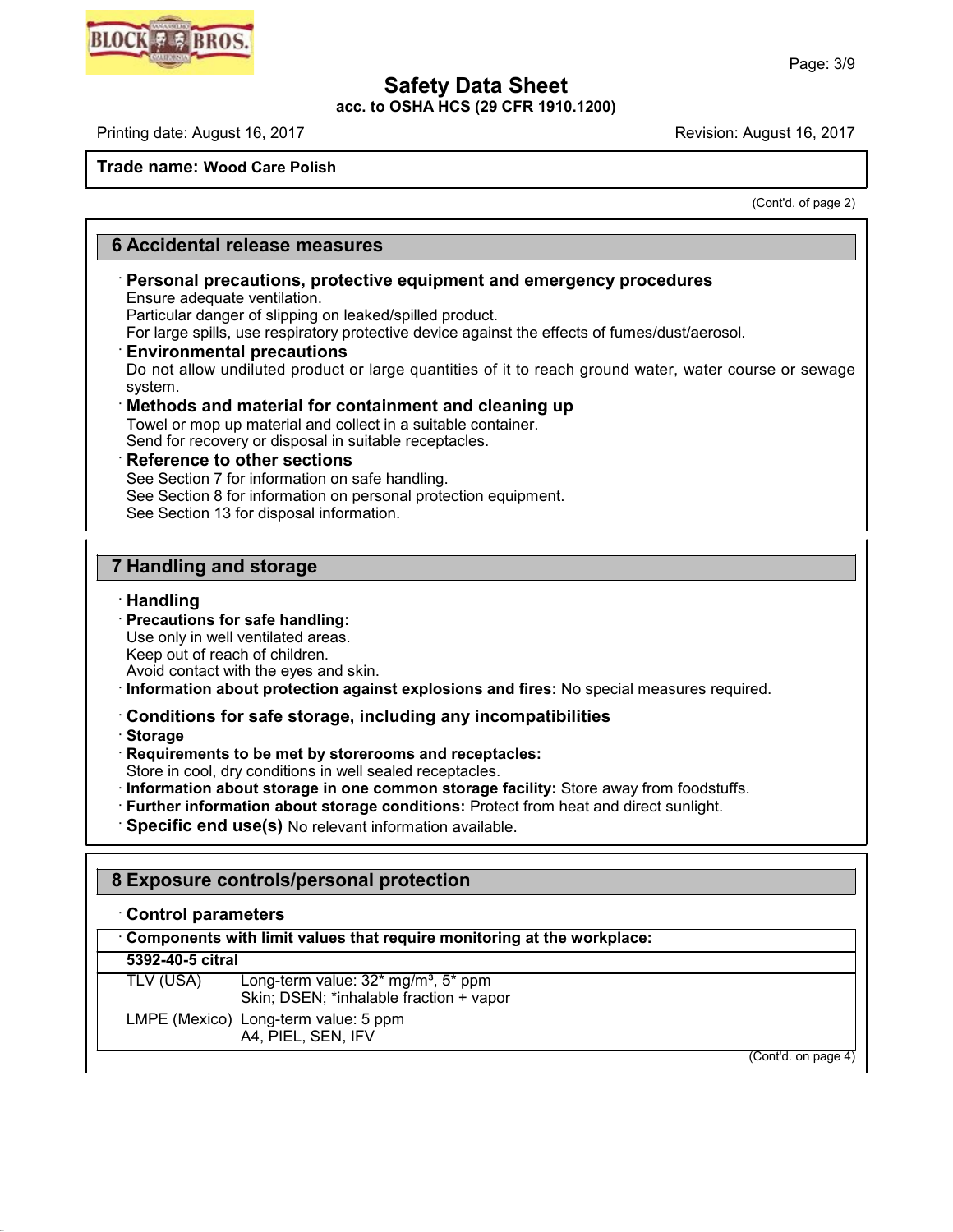**Trade name: Wood Care Polish**

(Cont'd. of page 2)

## 6 Accidental release measures

· **Personal precautions, protective equipment and emergency procedures**
Ensure adequate ventilation.
Particular danger of slipping on leaked/spilled product.
For large spills, use respiratory protective device against the effects of fumes/dust/aerosol.

· **Environmental precautions**
Do not allow undiluted product or large quantities of it to reach ground water, water course or sewage system.

· **Methods and material for containment and cleaning up**
Towel or mop up material and collect in a suitable container.
Send for recovery or disposal in suitable receptacles.

· **Reference to other sections**
See Section 7 for information on safe handling.
See Section 8 for information on personal protection equipment.
See Section 13 for disposal information.

## 7 Handling and storage

· **Handling**

· **Precautions for safe handling:**
Use only in well ventilated areas.
Keep out of reach of children.
Avoid contact with the eyes and skin.

· **Information about protection against explosions and fires:** No special measures required.

· **Conditions for safe storage, including any incompatibilities**

· **Storage**

· **Requirements to be met by storerooms and receptacles:**
Store in cool, dry conditions in well sealed receptacles.

· **Information about storage in one common storage facility:** Store away from foodstuffs.

· **Further information about storage conditions:** Protect from heat and direct sunlight.

· **Specific end use(s)** No relevant information available.

## 8 Exposure controls/personal protection

· **Control parameters**

| · **Components with limit values that require monitoring at the workplace:** | |
|---|---|
| **5392-40-5 citral** | |
| TLV (USA) | Long-term value: 32* mg/m³, 5* ppm<br>Skin; DSEN; *inhalable fraction + vapor |
| LMPE (Mexico) | Long-term value: 5 ppm<br>A4, PIEL, SEN, IFV |

(Cont'd. on page 4)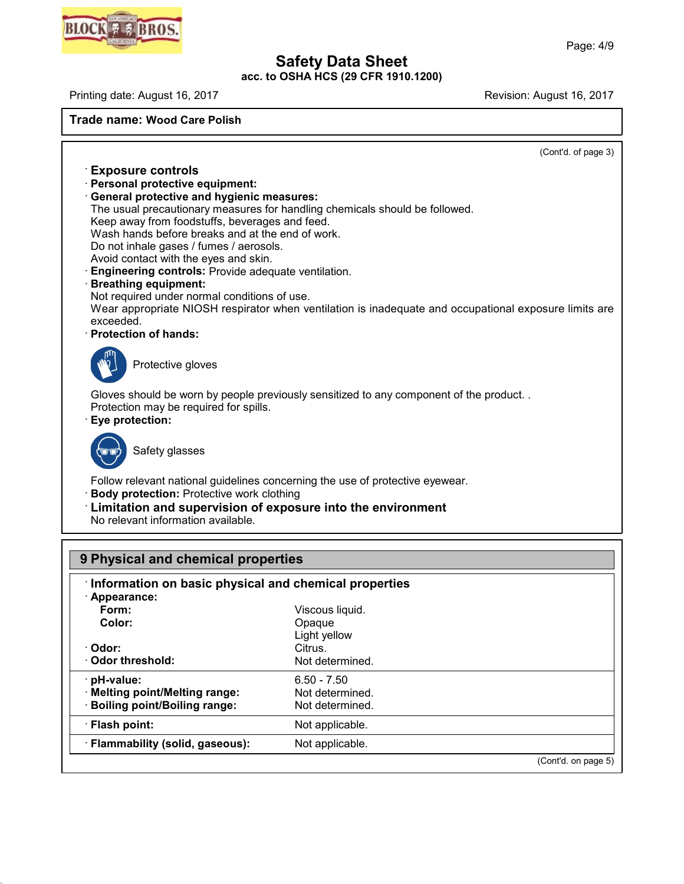(Cont'd. of page 3)

### Exposure controls

**Personal protective equipment:**

**General protective and hygienic measures:**
The usual precautionary measures for handling chemicals should be followed.
Keep away from foodstuffs, beverages and feed.
Wash hands before breaks and at the end of work.
Do not inhale gases / fumes / aerosols.
Avoid contact with the eyes and skin.

**Engineering controls:** Provide adequate ventilation.

**Breathing equipment:**
Not required under normal conditions of use.
Wear appropriate NIOSH respirator when ventilation is inadequate and occupational exposure limits are exceeded.

**Protection of hands:**

Protective gloves

Gloves should be worn by people previously sensitized to any component of the product. .
Protection may be required for spills.

**Eye protection:**

Safety glasses

Follow relevant national guidelines concerning the use of protective eyewear.

**Body protection:** Protective work clothing

### Limitation and supervision of exposure into the environment

No relevant information available.

## 9 Physical and chemical properties

### Information on basic physical and chemical properties

| Property | Value |
|---|---|
| **Appearance:** | |
| **Form:** | Viscous liquid. |
| **Color:** | Opaque<br>Light yellow |
| **Odor:** | Citrus. |
| **Odor threshold:** | Not determined. |
| **pH-value:** | 6.50 - 7.50 |
| **Melting point/Melting range:** | Not determined. |
| **Boiling point/Boiling range:** | Not determined. |
| **Flash point:** | Not applicable. |
| **Flammability (solid, gaseous):** | Not applicable. |

(Cont'd. on page 5)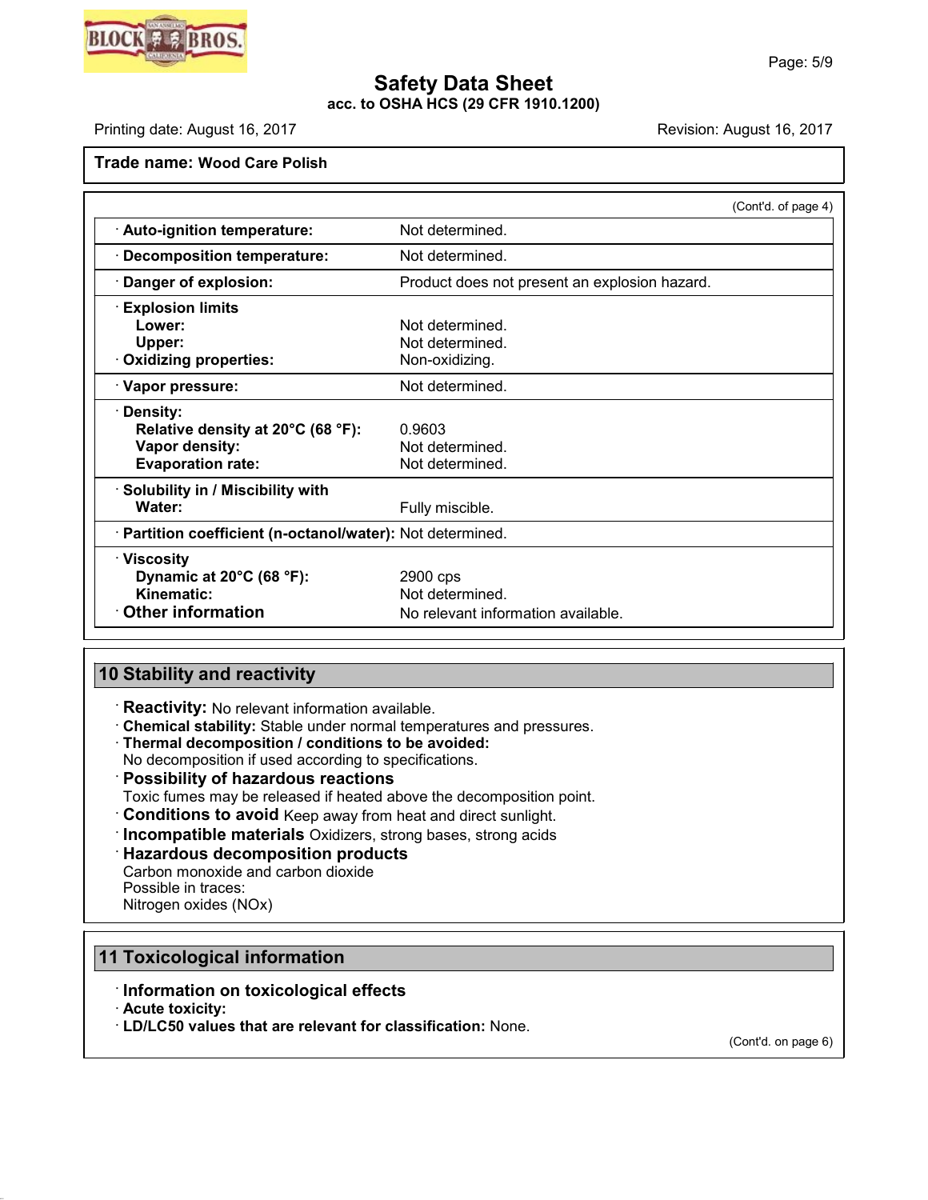**Trade name: Wood Care Polish**

(Cont'd. of page 4)

| Property | Value |
|---|---|
| · **Auto-ignition temperature:** | Not determined. |
| · **Decomposition temperature:** | Not determined. |
| · **Danger of explosion:** | Product does not present an explosion hazard. |
| · **Explosion limits** | |
| **Lower:** | Not determined. |
| **Upper:** | Not determined. |
| · **Oxidizing properties:** | Non-oxidizing. |
| · **Vapor pressure:** | Not determined. |
| · **Density:** | |
| **Relative density at 20°C (68 °F):** | 0.9603 |
| **Vapor density:** | Not determined. |
| **Evaporation rate:** | Not determined. |
| · **Solubility in / Miscibility with** | |
| **Water:** | Fully miscible. |
| · **Partition coefficient (n-octanol/water):** | Not determined. |
| · **Viscosity** | |
| **Dynamic at 20°C (68 °F):** | 2900 cps |
| **Kinematic:** | Not determined. |
| · **Other information** | No relevant information available. |

## 10 Stability and reactivity

· **Reactivity:** No relevant information available.
· **Chemical stability:** Stable under normal temperatures and pressures.
· **Thermal decomposition / conditions to be avoided:**
No decomposition if used according to specifications.
· **Possibility of hazardous reactions**
Toxic fumes may be released if heated above the decomposition point.
· **Conditions to avoid** Keep away from heat and direct sunlight.
· **Incompatible materials** Oxidizers, strong bases, strong acids
· **Hazardous decomposition products**
Carbon monoxide and carbon dioxide
Possible in traces:
Nitrogen oxides (NOx)

## 11 Toxicological information

· **Information on toxicological effects**
· **Acute toxicity:**
· **LD/LC50 values that are relevant for classification:** None.

(Cont'd. on page 6)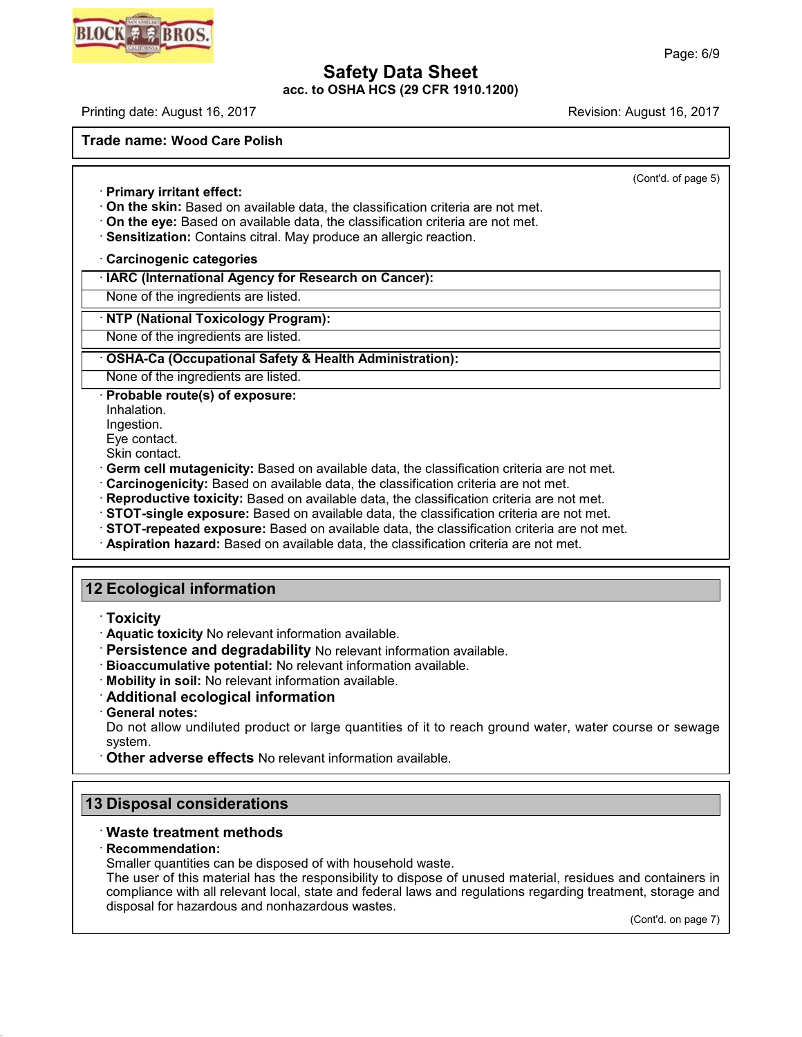**Trade name: Wood Care Polish**

(Cont'd. of page 5)

· **Primary irritant effect:**
· **On the skin:** Based on available data, the classification criteria are not met.
· **On the eye:** Based on available data, the classification criteria are not met.
· **Sensitization:** Contains citral. May produce an allergic reaction.

· **Carcinogenic categories**

| · **IARC (International Agency for Research on Cancer):** |
|---|
| None of the ingredients are listed. |

| · **NTP (National Toxicology Program):** |
|---|
| None of the ingredients are listed. |

| · **OSHA-Ca (Occupational Safety & Health Administration):** |
|---|
| None of the ingredients are listed. |

· **Probable route(s) of exposure:**
Inhalation.
Ingestion.
Eye contact.
Skin contact.
· **Germ cell mutagenicity:** Based on available data, the classification criteria are not met.
· **Carcinogenicity:** Based on available data, the classification criteria are not met.
· **Reproductive toxicity:** Based on available data, the classification criteria are not met.
· **STOT-single exposure:** Based on available data, the classification criteria are not met.
· **STOT-repeated exposure:** Based on available data, the classification criteria are not met.
· **Aspiration hazard:** Based on available data, the classification criteria are not met.

## 12 Ecological information

· **Toxicity**
· **Aquatic toxicity** No relevant information available.
· **Persistence and degradability** No relevant information available.
· **Bioaccumulative potential:** No relevant information available.
· **Mobility in soil:** No relevant information available.
· **Additional ecological information**
· **General notes:**
Do not allow undiluted product or large quantities of it to reach ground water, water course or sewage system.
· **Other adverse effects** No relevant information available.

## 13 Disposal considerations

· **Waste treatment methods**
· **Recommendation:**
Smaller quantities can be disposed of with household waste.
The user of this material has the responsibility to dispose of unused material, residues and containers in compliance with all relevant local, state and federal laws and regulations regarding treatment, storage and disposal for hazardous and nonhazardous wastes.

(Cont'd. on page 7)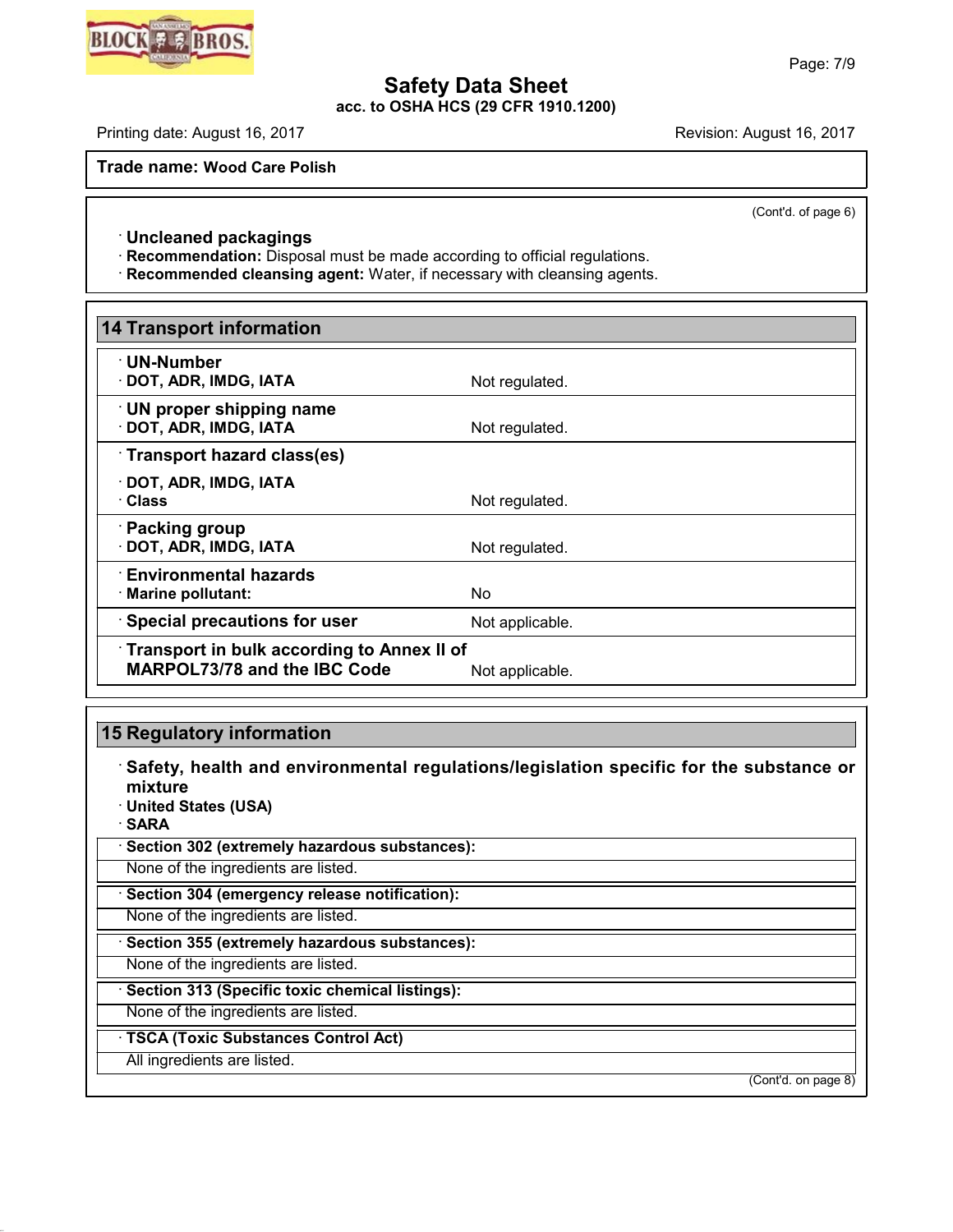**Trade name: Wood Care Polish**

(Cont'd. of page 6)

· **Uncleaned packagings**
· **Recommendation:** Disposal must be made according to official regulations.
· **Recommended cleansing agent:** Water, if necessary with cleansing agents.

## 14 Transport information

| | |
|---|---|
| · **UN-Number** | |
| · **DOT, ADR, IMDG, IATA** | Not regulated. |
| · **UN proper shipping name** | |
| · **DOT, ADR, IMDG, IATA** | Not regulated. |
| · **Transport hazard class(es)** | |
| · **DOT, ADR, IMDG, IATA** | |
| · **Class** | Not regulated. |
| · **Packing group** | |
| · **DOT, ADR, IMDG, IATA** | Not regulated. |
| · **Environmental hazards** | |
| · **Marine pollutant:** | No |
| · **Special precautions for user** | Not applicable. |
| · **Transport in bulk according to Annex II of MARPOL73/78 and the IBC Code** | Not applicable. |

## 15 Regulatory information

· **Safety, health and environmental regulations/legislation specific for the substance or mixture**
· **United States (USA)**
· **SARA**

· **Section 302 (extremely hazardous substances):**
None of the ingredients are listed.

· **Section 304 (emergency release notification):**
None of the ingredients are listed.

· **Section 355 (extremely hazardous substances):**
None of the ingredients are listed.

· **Section 313 (Specific toxic chemical listings):**
None of the ingredients are listed.

· **TSCA (Toxic Substances Control Act)**
All ingredients are listed.

(Cont'd. on page 8)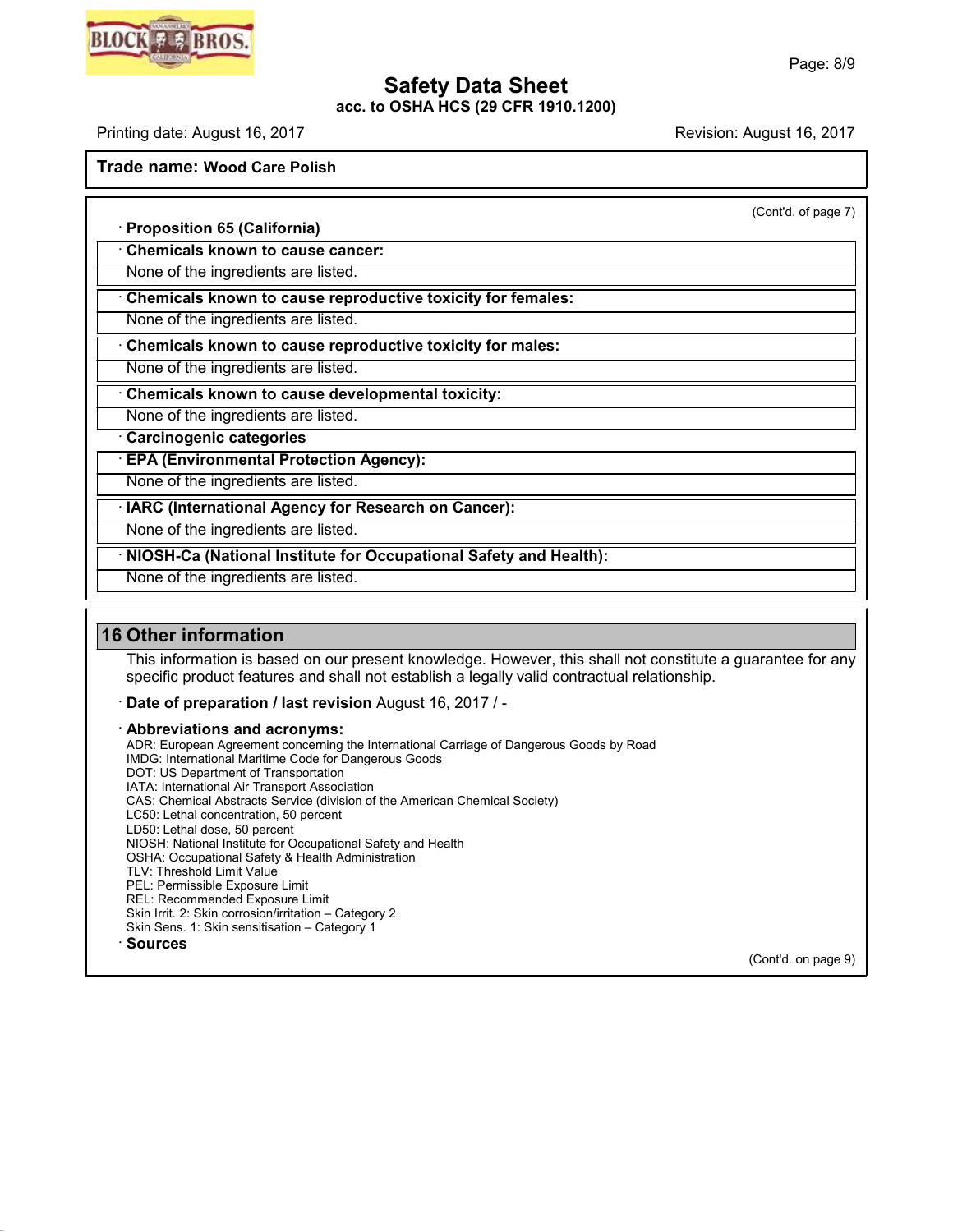**Trade name: Wood Care Polish**

(Cont'd. of page 7)

· **Proposition 65 (California)**

· **Chemicals known to cause cancer:**

None of the ingredients are listed.

· **Chemicals known to cause reproductive toxicity for females:**

None of the ingredients are listed.

· **Chemicals known to cause reproductive toxicity for males:**

None of the ingredients are listed.

· **Chemicals known to cause developmental toxicity:**

None of the ingredients are listed.

· **Carcinogenic categories**

· **EPA (Environmental Protection Agency):**

None of the ingredients are listed.

· **IARC (International Agency for Research on Cancer):**

None of the ingredients are listed.

· **NIOSH-Ca (National Institute for Occupational Safety and Health):**

None of the ingredients are listed.

## 16 Other information

This information is based on our present knowledge. However, this shall not constitute a guarantee for any specific product features and shall not establish a legally valid contractual relationship.

· **Date of preparation / last revision** August 16, 2017 / -

· **Abbreviations and acronyms:**

ADR: European Agreement concerning the International Carriage of Dangerous Goods by Road
IMDG: International Maritime Code for Dangerous Goods
DOT: US Department of Transportation
IATA: International Air Transport Association
CAS: Chemical Abstracts Service (division of the American Chemical Society)
LC50: Lethal concentration, 50 percent
LD50: Lethal dose, 50 percent
NIOSH: National Institute for Occupational Safety and Health
OSHA: Occupational Safety & Health Administration
TLV: Threshold Limit Value
PEL: Permissible Exposure Limit
REL: Recommended Exposure Limit
Skin Irrit. 2: Skin corrosion/irritation – Category 2
Skin Sens. 1: Skin sensitisation – Category 1

· **Sources**

(Cont'd. on page 9)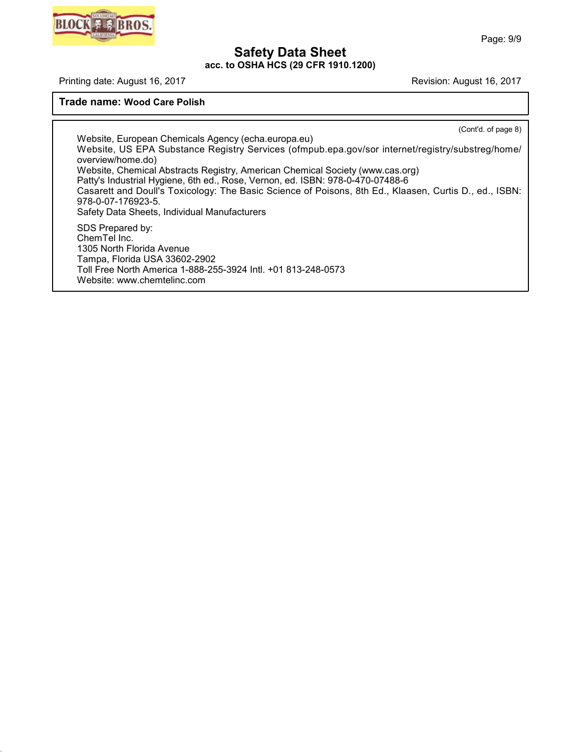**Trade name: Wood Care Polish**

(Cont'd. of page 8)

Website, European Chemicals Agency (echa.europa.eu)
Website, US EPA Substance Registry Services (ofmpub.epa.gov/sor internet/registry/substreg/home/overview/home.do)
Website, Chemical Abstracts Registry, American Chemical Society (www.cas.org)
Patty's Industrial Hygiene, 6th ed., Rose, Vernon, ed. ISBN: 978-0-470-07488-6
Casarett and Doull's Toxicology: The Basic Science of Poisons, 8th Ed., Klaasen, Curtis D., ed., ISBN: 978-0-07-176923-5.
Safety Data Sheets, Individual Manufacturers

SDS Prepared by:
ChemTel Inc.
1305 North Florida Avenue
Tampa, Florida USA 33602-2902
Toll Free North America 1-888-255-3924 Intl. +01 813-248-0573
Website: www.chemtelinc.com